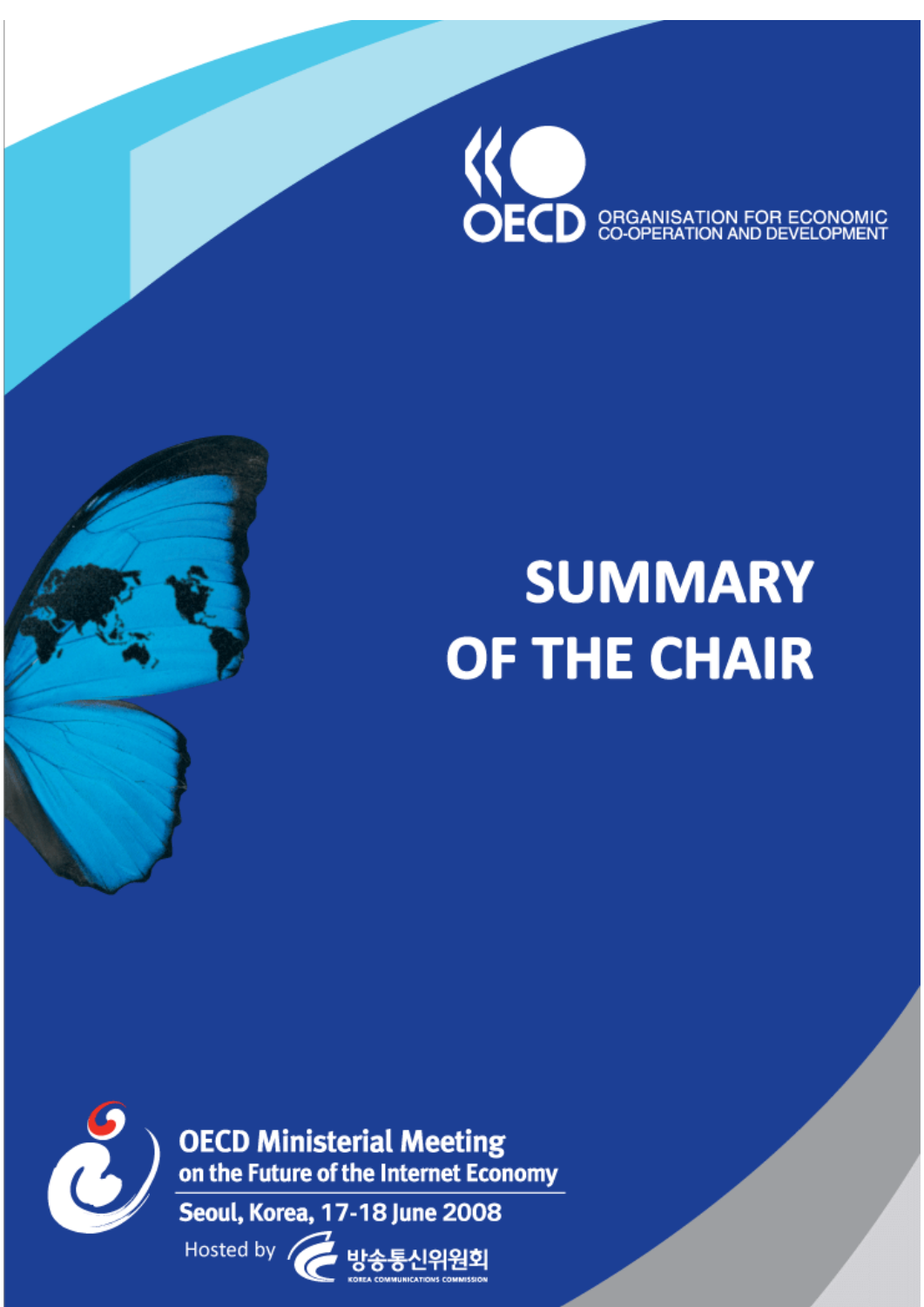OECD ORGANISATION FOR ECONOMIC CO-OPERATION AND DEVELOPMENT

# SUMMARY OF THE CHAIR

**OECD Ministerial Meeting on the Future of the Internet Economy**

**Seoul, Korea, 17-18 June 2008**

Hosted by 방송통신위원회 KOREA COMMUNICATIONS COMMISSION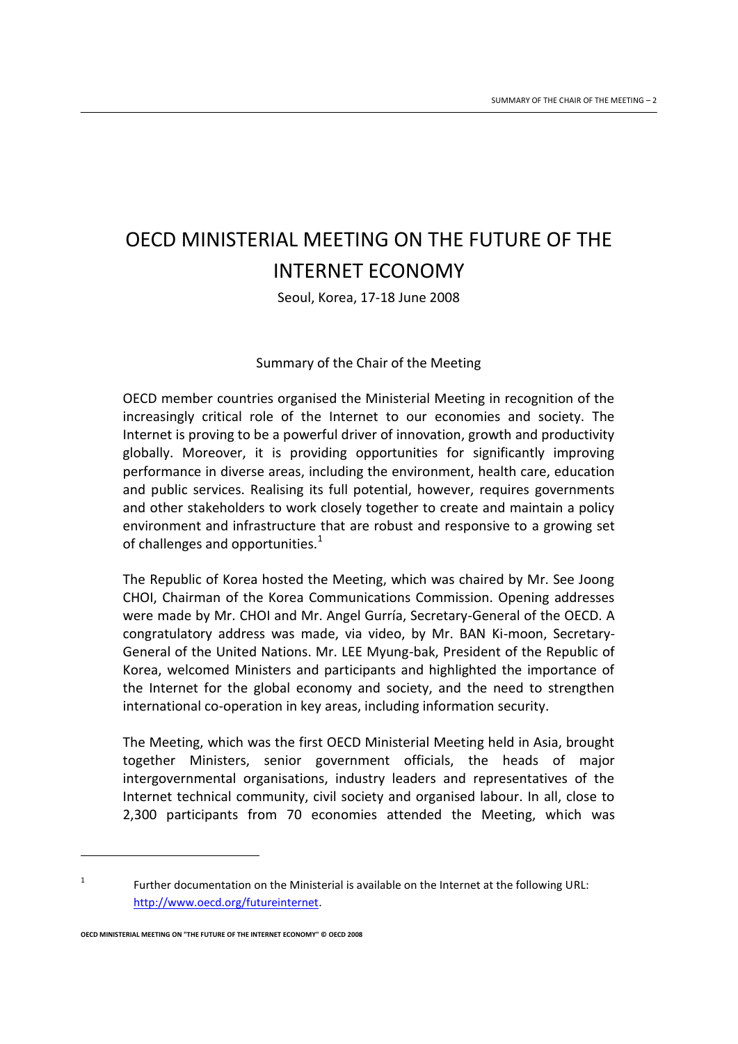# OECD MINISTERIAL MEETING ON THE FUTURE OF THE INTERNET ECONOMY

Seoul, Korea, 17-18 June 2008

Summary of the Chair of the Meeting

OECD member countries organised the Ministerial Meeting in recognition of the increasingly critical role of the Internet to our economies and society. The Internet is proving to be a powerful driver of innovation, growth and productivity globally. Moreover, it is providing opportunities for significantly improving performance in diverse areas, including the environment, health care, education and public services. Realising its full potential, however, requires governments and other stakeholders to work closely together to create and maintain a policy environment and infrastructure that are robust and responsive to a growing set of challenges and opportunities.[1]

The Republic of Korea hosted the Meeting, which was chaired by Mr. See Joong CHOI, Chairman of the Korea Communications Commission. Opening addresses were made by Mr. CHOI and Mr. Angel Gurría, Secretary-General of the OECD. A congratulatory address was made, via video, by Mr. BAN Ki-moon, Secretary-General of the United Nations. Mr. LEE Myung-bak, President of the Republic of Korea, welcomed Ministers and participants and highlighted the importance of the Internet for the global economy and society, and the need to strengthen international co-operation in key areas, including information security.

The Meeting, which was the first OECD Ministerial Meeting held in Asia, brought together Ministers, senior government officials, the heads of major intergovernmental organisations, industry leaders and representatives of the Internet technical community, civil society and organised labour. In all, close to 2,300 participants from 70 economies attended the Meeting, which was

[1] Further documentation on the Ministerial is available on the Internet at the following URL: http://www.oecd.org/futureinternet.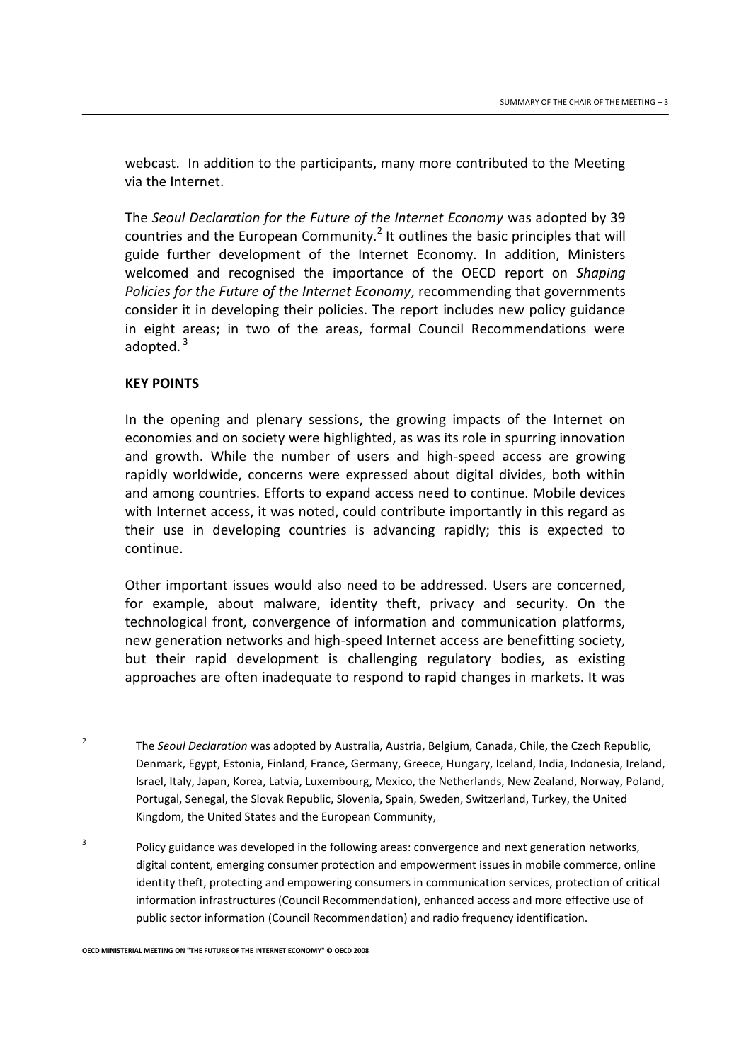webcast. In addition to the participants, many more contributed to the Meeting via the Internet.

The *Seoul Declaration for the Future of the Internet Economy* was adopted by 39 countries and the European Community.[2] It outlines the basic principles that will guide further development of the Internet Economy. In addition, Ministers welcomed and recognised the importance of the OECD report on *Shaping Policies for the Future of the Internet Economy*, recommending that governments consider it in developing their policies. The report includes new policy guidance in eight areas; in two of the areas, formal Council Recommendations were adopted.[3]

**KEY POINTS**

In the opening and plenary sessions, the growing impacts of the Internet on economies and on society were highlighted, as was its role in spurring innovation and growth. While the number of users and high-speed access are growing rapidly worldwide, concerns were expressed about digital divides, both within and among countries. Efforts to expand access need to continue. Mobile devices with Internet access, it was noted, could contribute importantly in this regard as their use in developing countries is advancing rapidly; this is expected to continue.

Other important issues would also need to be addressed. Users are concerned, for example, about malware, identity theft, privacy and security. On the technological front, convergence of information and communication platforms, new generation networks and high-speed Internet access are benefitting society, but their rapid development is challenging regulatory bodies, as existing approaches are often inadequate to respond to rapid changes in markets. It was

---

[2] The *Seoul Declaration* was adopted by Australia, Austria, Belgium, Canada, Chile, the Czech Republic, Denmark, Egypt, Estonia, Finland, France, Germany, Greece, Hungary, Iceland, India, Indonesia, Ireland, Israel, Italy, Japan, Korea, Latvia, Luxembourg, Mexico, the Netherlands, New Zealand, Norway, Poland, Portugal, Senegal, the Slovak Republic, Slovenia, Spain, Sweden, Switzerland, Turkey, the United Kingdom, the United States and the European Community,

[3] Policy guidance was developed in the following areas: convergence and next generation networks, digital content, emerging consumer protection and empowerment issues in mobile commerce, online identity theft, protecting and empowering consumers in communication services, protection of critical information infrastructures (Council Recommendation), enhanced access and more effective use of public sector information (Council Recommendation) and radio frequency identification.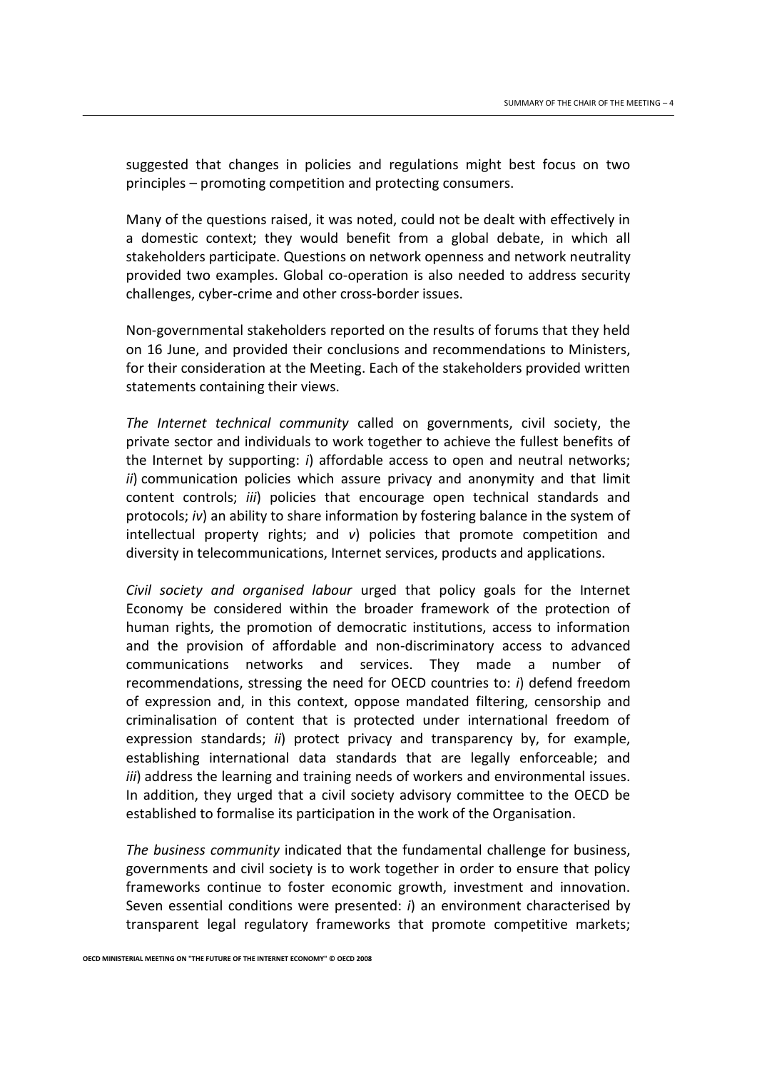suggested that changes in policies and regulations might best focus on two principles – promoting competition and protecting consumers.

Many of the questions raised, it was noted, could not be dealt with effectively in a domestic context; they would benefit from a global debate, in which all stakeholders participate. Questions on network openness and network neutrality provided two examples. Global co-operation is also needed to address security challenges, cyber-crime and other cross-border issues.

Non-governmental stakeholders reported on the results of forums that they held on 16 June, and provided their conclusions and recommendations to Ministers, for their consideration at the Meeting. Each of the stakeholders provided written statements containing their views.

*The Internet technical community* called on governments, civil society, the private sector and individuals to work together to achieve the fullest benefits of the Internet by supporting: *i*) affordable access to open and neutral networks; *ii*) communication policies which assure privacy and anonymity and that limit content controls; *iii*) policies that encourage open technical standards and protocols; *iv*) an ability to share information by fostering balance in the system of intellectual property rights; and *v*) policies that promote competition and diversity in telecommunications, Internet services, products and applications.

*Civil society and organised labour* urged that policy goals for the Internet Economy be considered within the broader framework of the protection of human rights, the promotion of democratic institutions, access to information and the provision of affordable and non-discriminatory access to advanced communications networks and services. They made a number of recommendations, stressing the need for OECD countries to: *i*) defend freedom of expression and, in this context, oppose mandated filtering, censorship and criminalisation of content that is protected under international freedom of expression standards; *ii*) protect privacy and transparency by, for example, establishing international data standards that are legally enforceable; and *iii*) address the learning and training needs of workers and environmental issues. In addition, they urged that a civil society advisory committee to the OECD be established to formalise its participation in the work of the Organisation.

*The business community* indicated that the fundamental challenge for business, governments and civil society is to work together in order to ensure that policy frameworks continue to foster economic growth, investment and innovation. Seven essential conditions were presented: *i*) an environment characterised by transparent legal regulatory frameworks that promote competitive markets;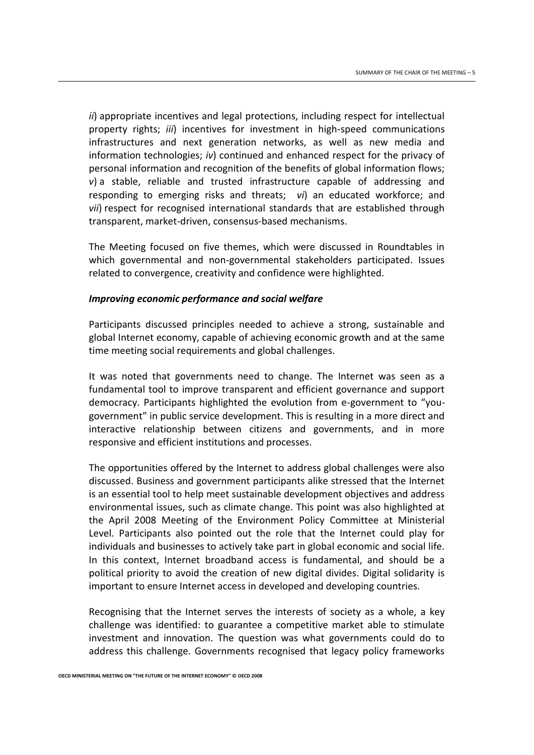*ii*) appropriate incentives and legal protections, including respect for intellectual property rights; *iii*) incentives for investment in high-speed communications infrastructures and next generation networks, as well as new media and information technologies; *iv*) continued and enhanced respect for the privacy of personal information and recognition of the benefits of global information flows; *v*) a stable, reliable and trusted infrastructure capable of addressing and responding to emerging risks and threats; *vi*) an educated workforce; and *vii*) respect for recognised international standards that are established through transparent, market-driven, consensus-based mechanisms.

The Meeting focused on five themes, which were discussed in Roundtables in which governmental and non-governmental stakeholders participated. Issues related to convergence, creativity and confidence were highlighted.

***Improving economic performance and social welfare***

Participants discussed principles needed to achieve a strong, sustainable and global Internet economy, capable of achieving economic growth and at the same time meeting social requirements and global challenges.

It was noted that governments need to change. The Internet was seen as a fundamental tool to improve transparent and efficient governance and support democracy. Participants highlighted the evolution from e-government to "you-government" in public service development. This is resulting in a more direct and interactive relationship between citizens and governments, and in more responsive and efficient institutions and processes.

The opportunities offered by the Internet to address global challenges were also discussed. Business and government participants alike stressed that the Internet is an essential tool to help meet sustainable development objectives and address environmental issues, such as climate change. This point was also highlighted at the April 2008 Meeting of the Environment Policy Committee at Ministerial Level. Participants also pointed out the role that the Internet could play for individuals and businesses to actively take part in global economic and social life. In this context, Internet broadband access is fundamental, and should be a political priority to avoid the creation of new digital divides. Digital solidarity is important to ensure Internet access in developed and developing countries.

Recognising that the Internet serves the interests of society as a whole, a key challenge was identified: to guarantee a competitive market able to stimulate investment and innovation. The question was what governments could do to address this challenge. Governments recognised that legacy policy frameworks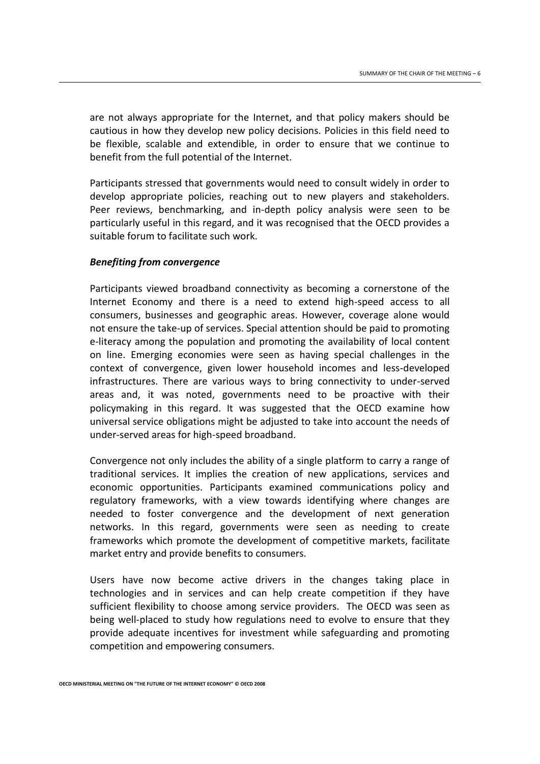are not always appropriate for the Internet, and that policy makers should be cautious in how they develop new policy decisions. Policies in this field need to be flexible, scalable and extendible, in order to ensure that we continue to benefit from the full potential of the Internet.

Participants stressed that governments would need to consult widely in order to develop appropriate policies, reaching out to new players and stakeholders. Peer reviews, benchmarking, and in-depth policy analysis were seen to be particularly useful in this regard, and it was recognised that the OECD provides a suitable forum to facilitate such work.

***Benefiting from convergence***

Participants viewed broadband connectivity as becoming a cornerstone of the Internet Economy and there is a need to extend high-speed access to all consumers, businesses and geographic areas. However, coverage alone would not ensure the take-up of services. Special attention should be paid to promoting e-literacy among the population and promoting the availability of local content on line. Emerging economies were seen as having special challenges in the context of convergence, given lower household incomes and less-developed infrastructures. There are various ways to bring connectivity to under-served areas and, it was noted, governments need to be proactive with their policymaking in this regard. It was suggested that the OECD examine how universal service obligations might be adjusted to take into account the needs of under-served areas for high-speed broadband.

Convergence not only includes the ability of a single platform to carry a range of traditional services. It implies the creation of new applications, services and economic opportunities. Participants examined communications policy and regulatory frameworks, with a view towards identifying where changes are needed to foster convergence and the development of next generation networks. In this regard, governments were seen as needing to create frameworks which promote the development of competitive markets, facilitate market entry and provide benefits to consumers.

Users have now become active drivers in the changes taking place in technologies and in services and can help create competition if they have sufficient flexibility to choose among service providers. The OECD was seen as being well-placed to study how regulations need to evolve to ensure that they provide adequate incentives for investment while safeguarding and promoting competition and empowering consumers.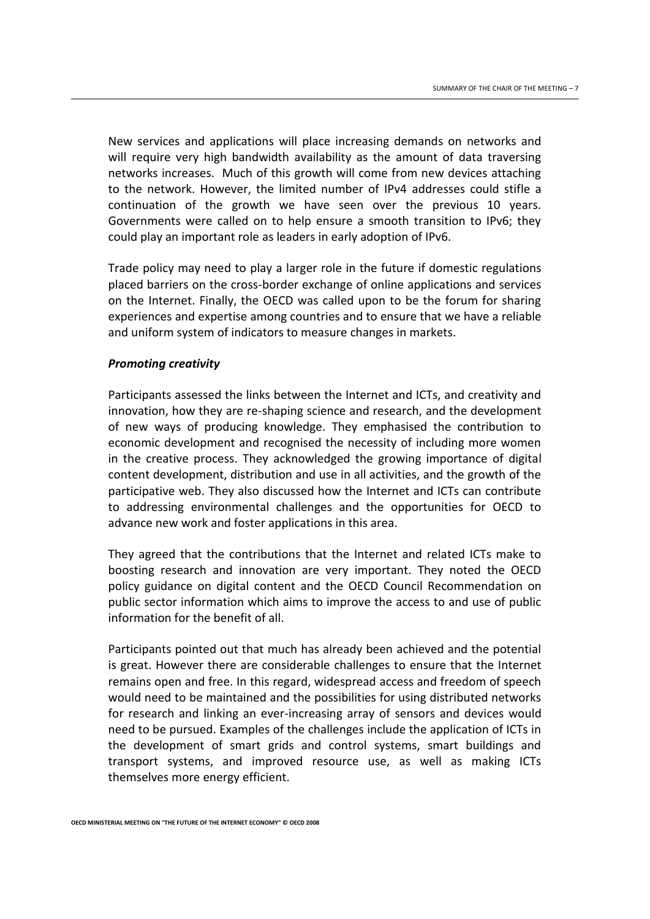New services and applications will place increasing demands on networks and will require very high bandwidth availability as the amount of data traversing networks increases. Much of this growth will come from new devices attaching to the network. However, the limited number of IPv4 addresses could stifle a continuation of the growth we have seen over the previous 10 years. Governments were called on to help ensure a smooth transition to IPv6; they could play an important role as leaders in early adoption of IPv6.

Trade policy may need to play a larger role in the future if domestic regulations placed barriers on the cross-border exchange of online applications and services on the Internet. Finally, the OECD was called upon to be the forum for sharing experiences and expertise among countries and to ensure that we have a reliable and uniform system of indicators to measure changes in markets.

***Promoting creativity***

Participants assessed the links between the Internet and ICTs, and creativity and innovation, how they are re-shaping science and research, and the development of new ways of producing knowledge. They emphasised the contribution to economic development and recognised the necessity of including more women in the creative process. They acknowledged the growing importance of digital content development, distribution and use in all activities, and the growth of the participative web. They also discussed how the Internet and ICTs can contribute to addressing environmental challenges and the opportunities for OECD to advance new work and foster applications in this area.

They agreed that the contributions that the Internet and related ICTs make to boosting research and innovation are very important. They noted the OECD policy guidance on digital content and the OECD Council Recommendation on public sector information which aims to improve the access to and use of public information for the benefit of all.

Participants pointed out that much has already been achieved and the potential is great. However there are considerable challenges to ensure that the Internet remains open and free. In this regard, widespread access and freedom of speech would need to be maintained and the possibilities for using distributed networks for research and linking an ever-increasing array of sensors and devices would need to be pursued. Examples of the challenges include the application of ICTs in the development of smart grids and control systems, smart buildings and transport systems, and improved resource use, as well as making ICTs themselves more energy efficient.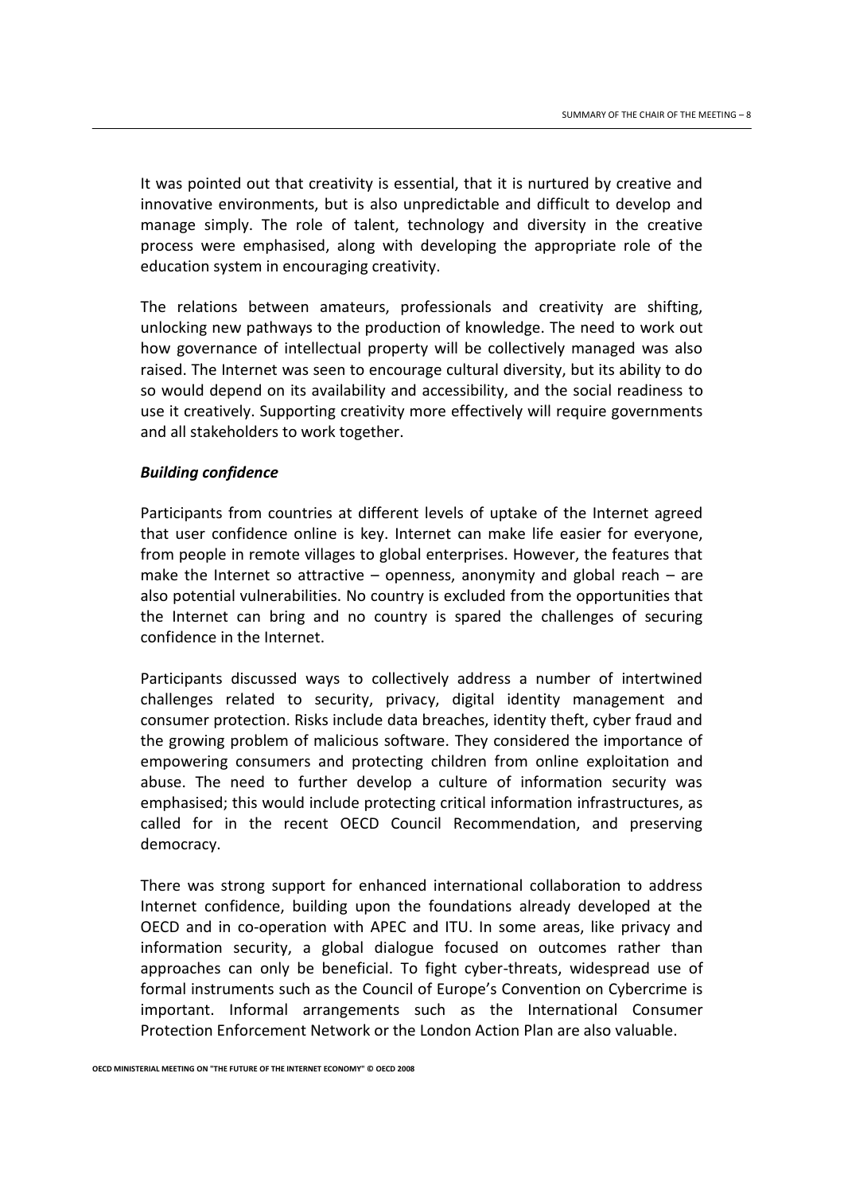It was pointed out that creativity is essential, that it is nurtured by creative and innovative environments, but is also unpredictable and difficult to develop and manage simply. The role of talent, technology and diversity in the creative process were emphasised, along with developing the appropriate role of the education system in encouraging creativity.

The relations between amateurs, professionals and creativity are shifting, unlocking new pathways to the production of knowledge. The need to work out how governance of intellectual property will be collectively managed was also raised. The Internet was seen to encourage cultural diversity, but its ability to do so would depend on its availability and accessibility, and the social readiness to use it creatively. Supporting creativity more effectively will require governments and all stakeholders to work together.

***Building confidence***

Participants from countries at different levels of uptake of the Internet agreed that user confidence online is key. Internet can make life easier for everyone, from people in remote villages to global enterprises. However, the features that make the Internet so attractive – openness, anonymity and global reach – are also potential vulnerabilities. No country is excluded from the opportunities that the Internet can bring and no country is spared the challenges of securing confidence in the Internet.

Participants discussed ways to collectively address a number of intertwined challenges related to security, privacy, digital identity management and consumer protection. Risks include data breaches, identity theft, cyber fraud and the growing problem of malicious software. They considered the importance of empowering consumers and protecting children from online exploitation and abuse. The need to further develop a culture of information security was emphasised; this would include protecting critical information infrastructures, as called for in the recent OECD Council Recommendation, and preserving democracy.

There was strong support for enhanced international collaboration to address Internet confidence, building upon the foundations already developed at the OECD and in co-operation with APEC and ITU. In some areas, like privacy and information security, a global dialogue focused on outcomes rather than approaches can only be beneficial. To fight cyber-threats, widespread use of formal instruments such as the Council of Europe's Convention on Cybercrime is important. Informal arrangements such as the International Consumer Protection Enforcement Network or the London Action Plan are also valuable.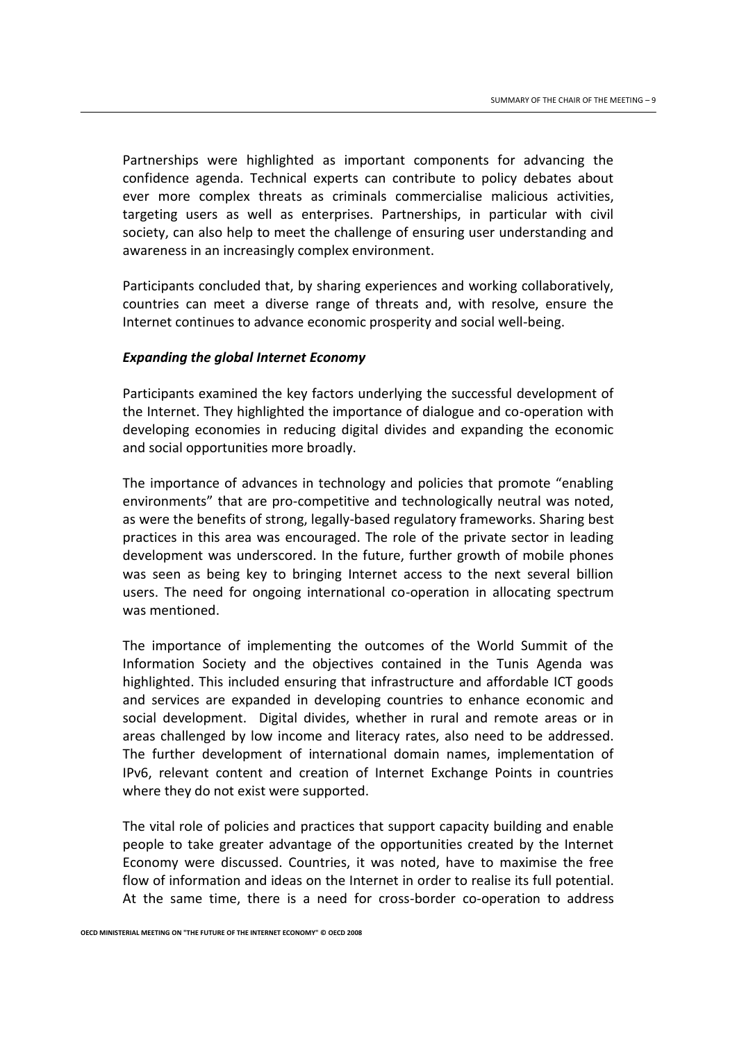Partnerships were highlighted as important components for advancing the confidence agenda. Technical experts can contribute to policy debates about ever more complex threats as criminals commercialise malicious activities, targeting users as well as enterprises. Partnerships, in particular with civil society, can also help to meet the challenge of ensuring user understanding and awareness in an increasingly complex environment.

Participants concluded that, by sharing experiences and working collaboratively, countries can meet a diverse range of threats and, with resolve, ensure the Internet continues to advance economic prosperity and social well-being.

***Expanding the global Internet Economy***

Participants examined the key factors underlying the successful development of the Internet. They highlighted the importance of dialogue and co-operation with developing economies in reducing digital divides and expanding the economic and social opportunities more broadly.

The importance of advances in technology and policies that promote "enabling environments" that are pro-competitive and technologically neutral was noted, as were the benefits of strong, legally-based regulatory frameworks. Sharing best practices in this area was encouraged. The role of the private sector in leading development was underscored. In the future, further growth of mobile phones was seen as being key to bringing Internet access to the next several billion users. The need for ongoing international co-operation in allocating spectrum was mentioned.

The importance of implementing the outcomes of the World Summit of the Information Society and the objectives contained in the Tunis Agenda was highlighted. This included ensuring that infrastructure and affordable ICT goods and services are expanded in developing countries to enhance economic and social development. Digital divides, whether in rural and remote areas or in areas challenged by low income and literacy rates, also need to be addressed. The further development of international domain names, implementation of IPv6, relevant content and creation of Internet Exchange Points in countries where they do not exist were supported.

The vital role of policies and practices that support capacity building and enable people to take greater advantage of the opportunities created by the Internet Economy were discussed. Countries, it was noted, have to maximise the free flow of information and ideas on the Internet in order to realise its full potential. At the same time, there is a need for cross-border co-operation to address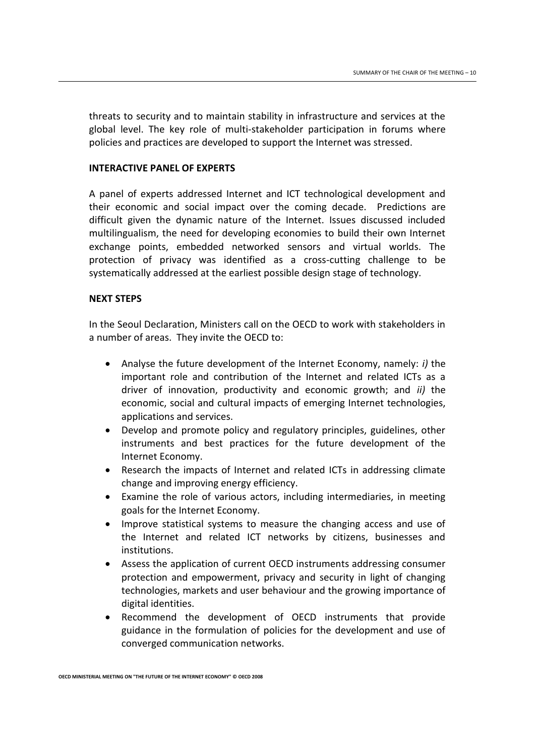threats to security and to maintain stability in infrastructure and services at the global level. The key role of multi-stakeholder participation in forums where policies and practices are developed to support the Internet was stressed.

## INTERACTIVE PANEL OF EXPERTS

A panel of experts addressed Internet and ICT technological development and their economic and social impact over the coming decade. Predictions are difficult given the dynamic nature of the Internet. Issues discussed included multilingualism, the need for developing economies to build their own Internet exchange points, embedded networked sensors and virtual worlds. The protection of privacy was identified as a cross-cutting challenge to be systematically addressed at the earliest possible design stage of technology.

## NEXT STEPS

In the Seoul Declaration, Ministers call on the OECD to work with stakeholders in a number of areas. They invite the OECD to:

- Analyse the future development of the Internet Economy, namely: *i)* the important role and contribution of the Internet and related ICTs as a driver of innovation, productivity and economic growth; and *ii)* the economic, social and cultural impacts of emerging Internet technologies, applications and services.
- Develop and promote policy and regulatory principles, guidelines, other instruments and best practices for the future development of the Internet Economy.
- Research the impacts of Internet and related ICTs in addressing climate change and improving energy efficiency.
- Examine the role of various actors, including intermediaries, in meeting goals for the Internet Economy.
- Improve statistical systems to measure the changing access and use of the Internet and related ICT networks by citizens, businesses and institutions.
- Assess the application of current OECD instruments addressing consumer protection and empowerment, privacy and security in light of changing technologies, markets and user behaviour and the growing importance of digital identities.
- Recommend the development of OECD instruments that provide guidance in the formulation of policies for the development and use of converged communication networks.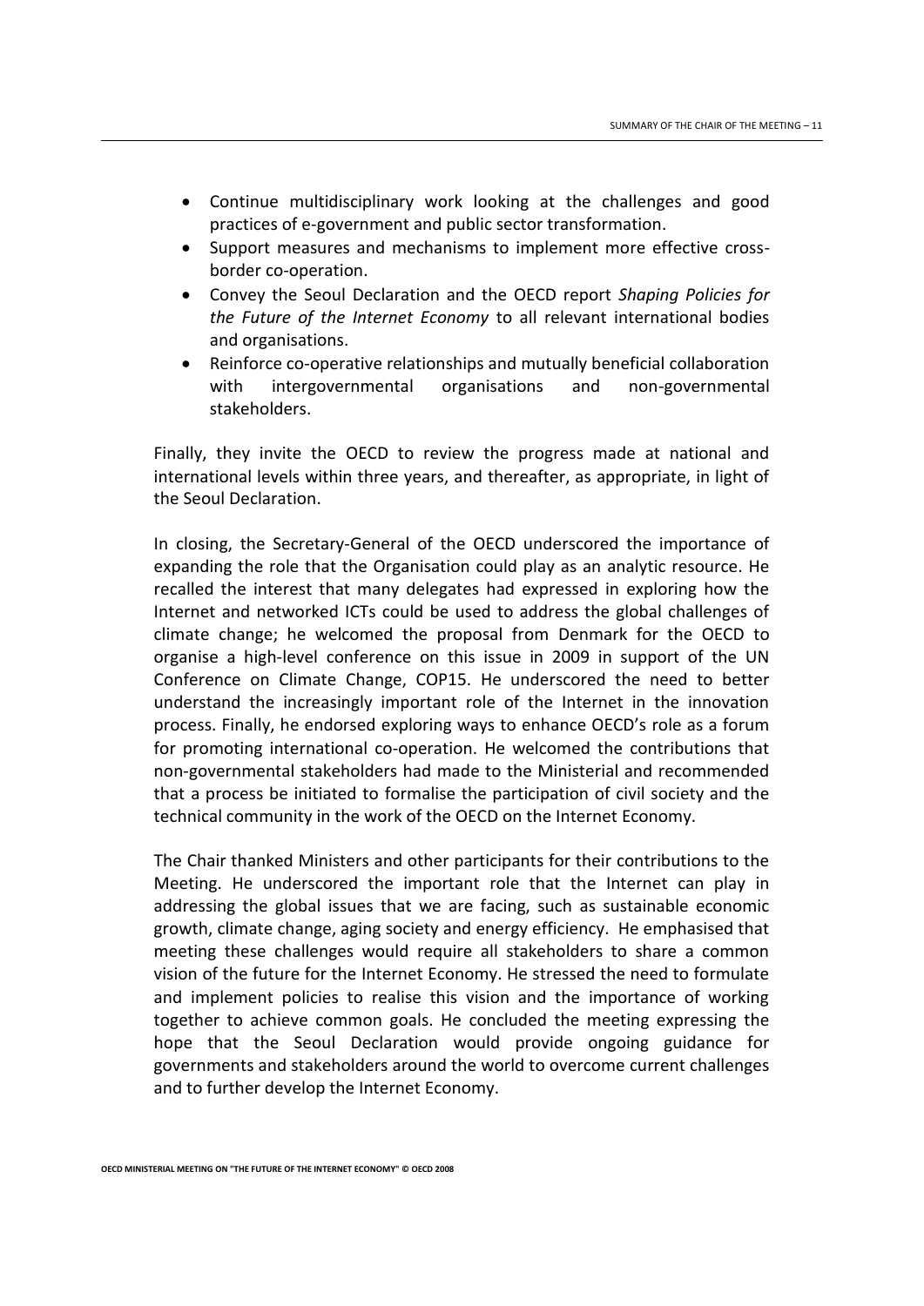- Continue multidisciplinary work looking at the challenges and good practices of e-government and public sector transformation.
- Support measures and mechanisms to implement more effective cross-border co-operation.
- Convey the Seoul Declaration and the OECD report *Shaping Policies for the Future of the Internet Economy* to all relevant international bodies and organisations.
- Reinforce co-operative relationships and mutually beneficial collaboration with intergovernmental organisations and non-governmental stakeholders.

Finally, they invite the OECD to review the progress made at national and international levels within three years, and thereafter, as appropriate, in light of the Seoul Declaration.

In closing, the Secretary-General of the OECD underscored the importance of expanding the role that the Organisation could play as an analytic resource. He recalled the interest that many delegates had expressed in exploring how the Internet and networked ICTs could be used to address the global challenges of climate change; he welcomed the proposal from Denmark for the OECD to organise a high-level conference on this issue in 2009 in support of the UN Conference on Climate Change, COP15. He underscored the need to better understand the increasingly important role of the Internet in the innovation process. Finally, he endorsed exploring ways to enhance OECD's role as a forum for promoting international co-operation. He welcomed the contributions that non-governmental stakeholders had made to the Ministerial and recommended that a process be initiated to formalise the participation of civil society and the technical community in the work of the OECD on the Internet Economy.

The Chair thanked Ministers and other participants for their contributions to the Meeting. He underscored the important role that the Internet can play in addressing the global issues that we are facing, such as sustainable economic growth, climate change, aging society and energy efficiency. He emphasised that meeting these challenges would require all stakeholders to share a common vision of the future for the Internet Economy. He stressed the need to formulate and implement policies to realise this vision and the importance of working together to achieve common goals. He concluded the meeting expressing the hope that the Seoul Declaration would provide ongoing guidance for governments and stakeholders around the world to overcome current challenges and to further develop the Internet Economy.